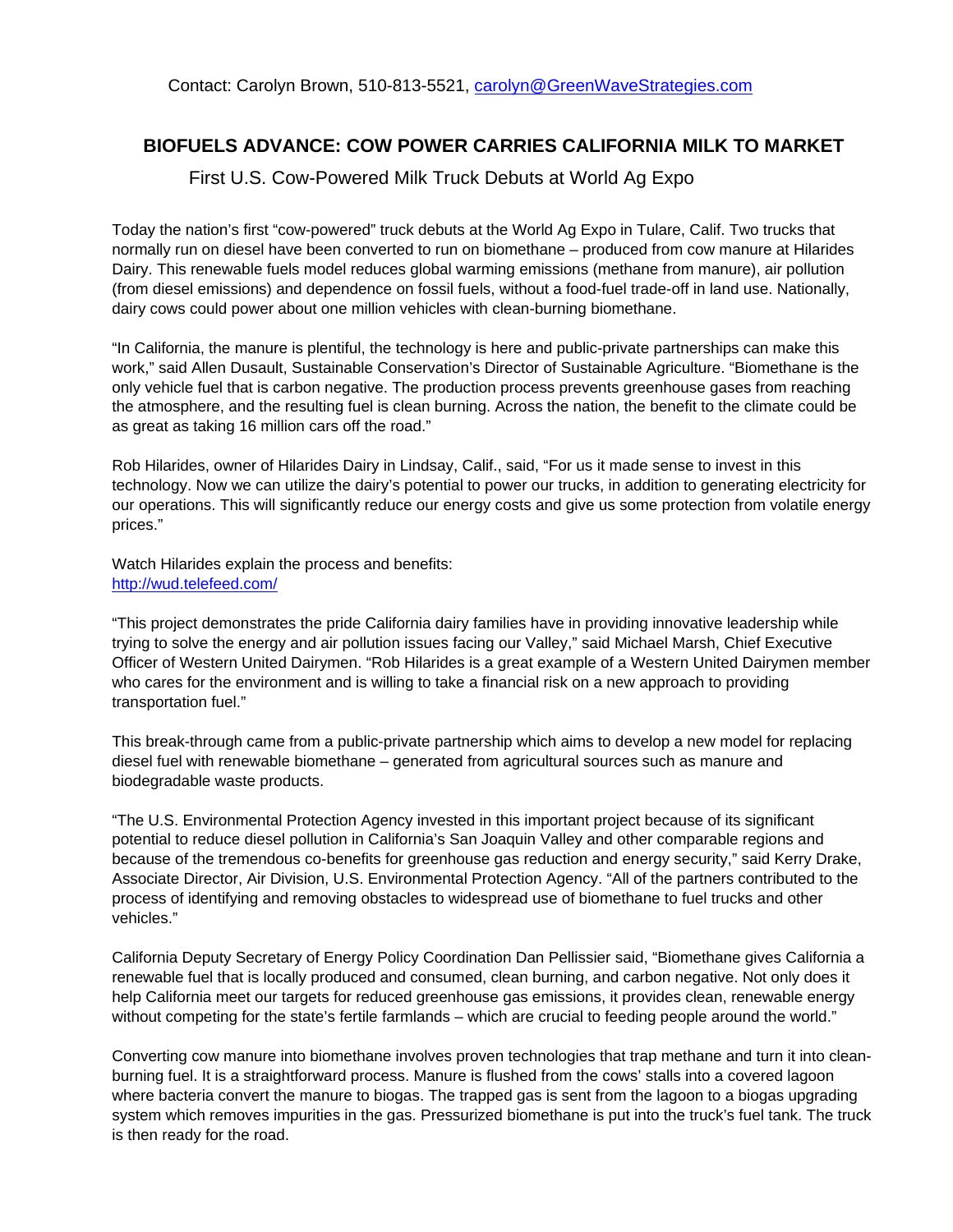Contact: Carolyn Brown, 510-813-5521, carolyn@GreenWaveStrategies.com

# BIOFUELS ADVANCE: COW POWER CARRIES CALIFORNIA MILK TO MARKET

## First U.S. Cow-Powered Milk Truck Debuts at World Ag Expo

Today the nation's first "cow-powered" truck debuts at the World Ag Expo in Tulare, Calif. Two trucks that normally run on diesel have been converted to run on biomethane – produced from cow manure at Hilarides Dairy. This renewable fuels model reduces global warming emissions (methane from manure), air pollution (from diesel emissions) and dependence on fossil fuels, without a food-fuel trade-off in land use. Nationally, dairy cows could power about one million vehicles with clean-burning biomethane.

"In California, the manure is plentiful, the technology is here and public-private partnerships can make this work," said Allen Dusault, Sustainable Conservation's Director of Sustainable Agriculture. "Biomethane is the only vehicle fuel that is carbon negative. The production process prevents greenhouse gases from reaching the atmosphere, and the resulting fuel is clean burning. Across the nation, the benefit to the climate could be as great as taking 16 million cars off the road."

Rob Hilarides, owner of Hilarides Dairy in Lindsay, Calif., said, "For us it made sense to invest in this technology. Now we can utilize the dairy's potential to power our trucks, in addition to generating electricity for our operations. This will significantly reduce our energy costs and give us some protection from volatile energy prices."

Watch Hilarides explain the process and benefits:
http://wud.telefeed.com/

"This project demonstrates the pride California dairy families have in providing innovative leadership while trying to solve the energy and air pollution issues facing our Valley," said Michael Marsh, Chief Executive Officer of Western United Dairymen. "Rob Hilarides is a great example of a Western United Dairymen member who cares for the environment and is willing to take a financial risk on a new approach to providing transportation fuel."

This break-through came from a public-private partnership which aims to develop a new model for replacing diesel fuel with renewable biomethane – generated from agricultural sources such as manure and biodegradable waste products.

"The U.S. Environmental Protection Agency invested in this important project because of its significant potential to reduce diesel pollution in California's San Joaquin Valley and other comparable regions and because of the tremendous co-benefits for greenhouse gas reduction and energy security," said Kerry Drake, Associate Director, Air Division, U.S. Environmental Protection Agency. "All of the partners contributed to the process of identifying and removing obstacles to widespread use of biomethane to fuel trucks and other vehicles."

California Deputy Secretary of Energy Policy Coordination Dan Pellissier said, "Biomethane gives California a renewable fuel that is locally produced and consumed, clean burning, and carbon negative. Not only does it help California meet our targets for reduced greenhouse gas emissions, it provides clean, renewable energy without competing for the state's fertile farmlands – which are crucial to feeding people around the world."

Converting cow manure into biomethane involves proven technologies that trap methane and turn it into clean-burning fuel. It is a straightforward process. Manure is flushed from the cows' stalls into a covered lagoon where bacteria convert the manure to biogas. The trapped gas is sent from the lagoon to a biogas upgrading system which removes impurities in the gas. Pressurized biomethane is put into the truck's fuel tank. The truck is then ready for the road.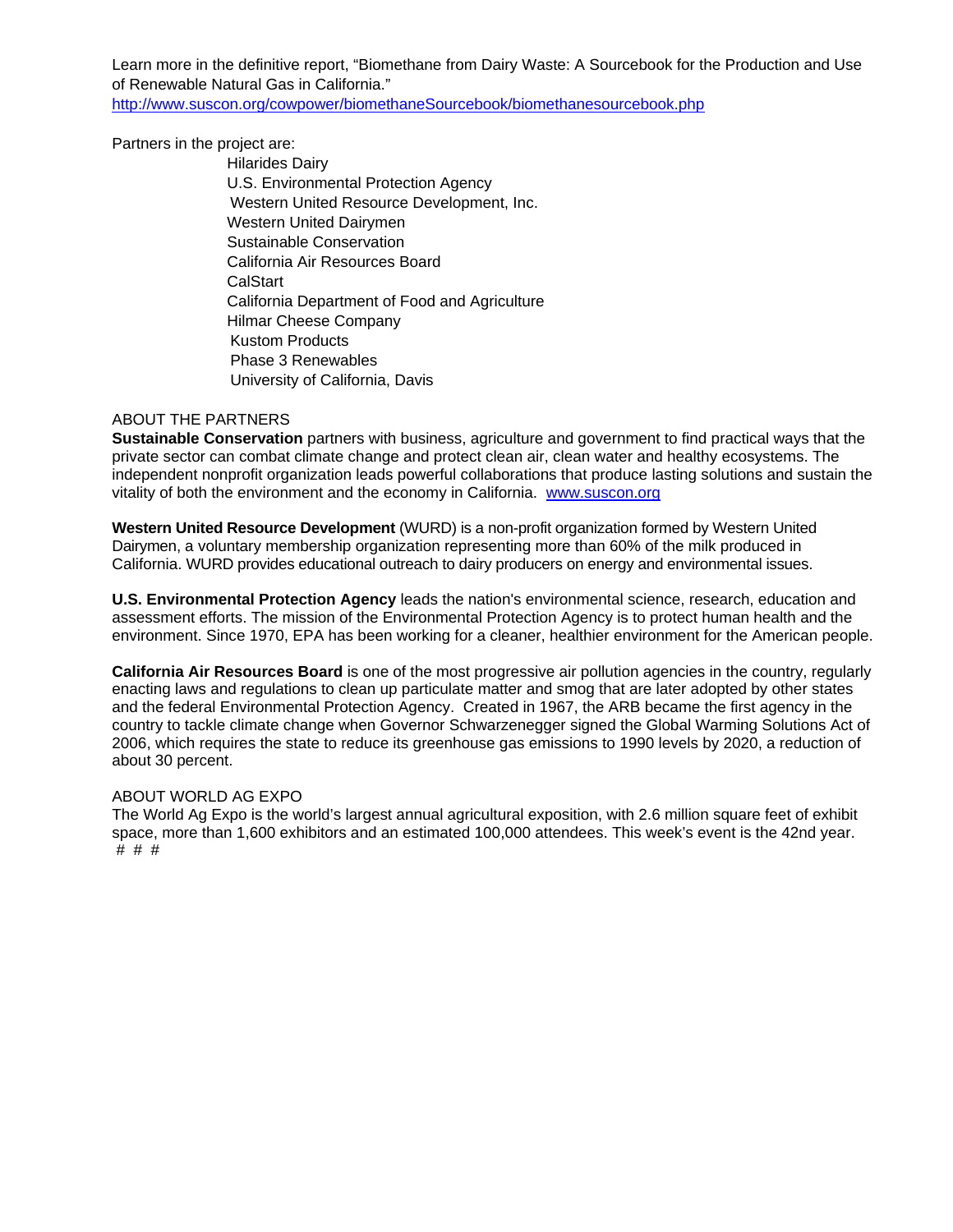Learn more in the definitive report, “Biomethane from Dairy Waste: A Sourcebook for the Production and Use of Renewable Natural Gas in California.”
http://www.suscon.org/cowpower/biomethaneSourcebook/biomethanesourcebook.php

Partners in the project are:

- Hilarides Dairy
- U.S. Environmental Protection Agency
- Western United Resource Development, Inc.
- Western United Dairymen
- Sustainable Conservation
- California Air Resources Board
- CalStart
- California Department of Food and Agriculture
- Hilmar Cheese Company
- Kustom Products
- Phase 3 Renewables
- University of California, Davis

ABOUT THE PARTNERS

**Sustainable Conservation** partners with business, agriculture and government to find practical ways that the private sector can combat climate change and protect clean air, clean water and healthy ecosystems. The independent nonprofit organization leads powerful collaborations that produce lasting solutions and sustain the vitality of both the environment and the economy in California. www.suscon.org

**Western United Resource Development** (WURD) is a non-profit organization formed by Western United Dairymen, a voluntary membership organization representing more than 60% of the milk produced in California. WURD provides educational outreach to dairy producers on energy and environmental issues.

**U.S. Environmental Protection Agency** leads the nation's environmental science, research, education and assessment efforts. The mission of the Environmental Protection Agency is to protect human health and the environment. Since 1970, EPA has been working for a cleaner, healthier environment for the American people.

**California Air Resources Board** is one of the most progressive air pollution agencies in the country, regularly enacting laws and regulations to clean up particulate matter and smog that are later adopted by other states and the federal Environmental Protection Agency. Created in 1967, the ARB became the first agency in the country to tackle climate change when Governor Schwarzenegger signed the Global Warming Solutions Act of 2006, which requires the state to reduce its greenhouse gas emissions to 1990 levels by 2020, a reduction of about 30 percent.

ABOUT WORLD AG EXPO

The World Ag Expo is the world’s largest annual agricultural exposition, with 2.6 million square feet of exhibit space, more than 1,600 exhibitors and an estimated 100,000 attendees. This week’s event is the 42nd year.

# # #